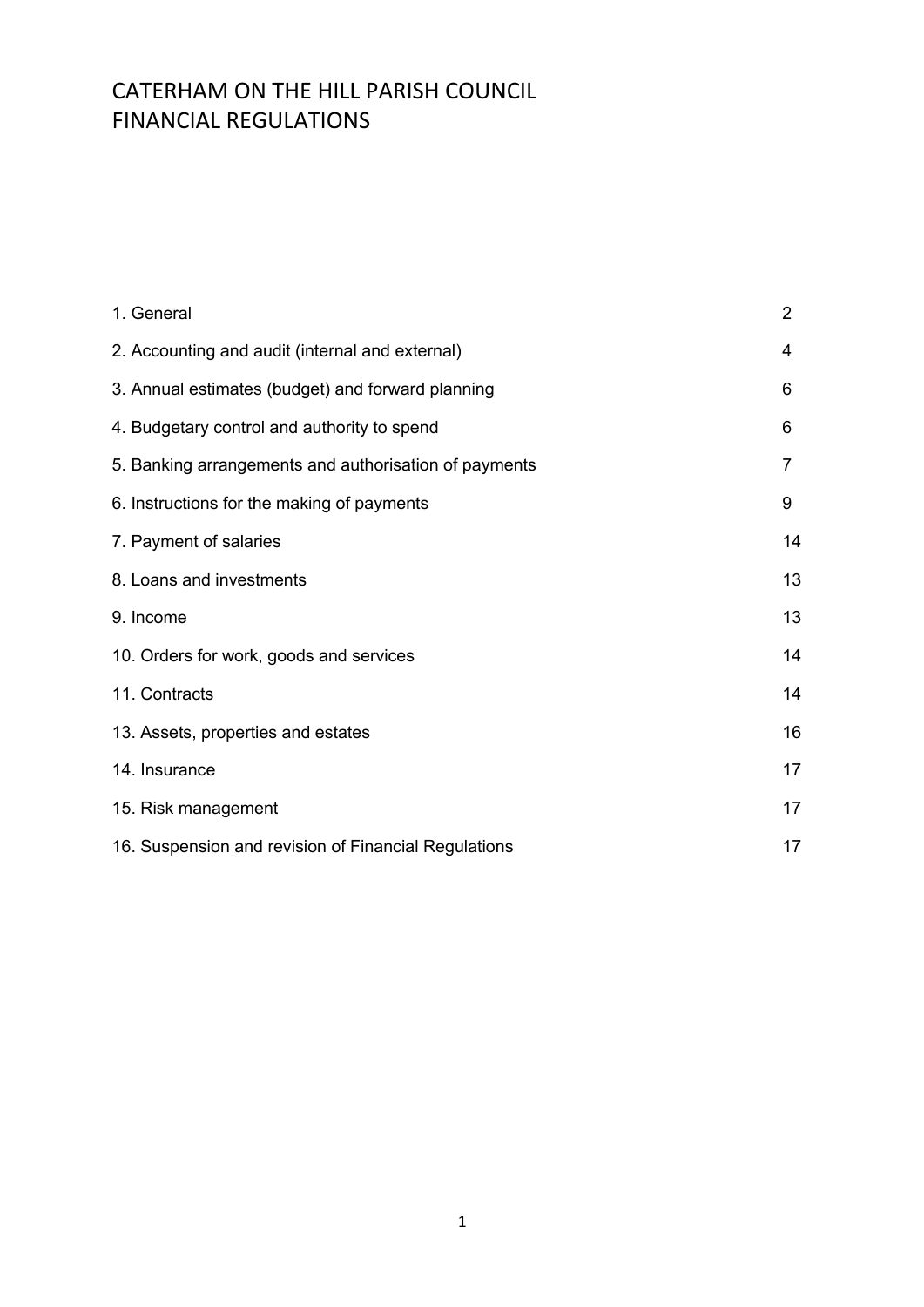# CATERHAM ON THE HILL PARISH COUNCIL
# FINANCIAL REGULATIONS

| | |
|---|---|
| 1. General | 2 |
| 2. Accounting and audit (internal and external) | 4 |
| 3. Annual estimates (budget) and forward planning | 6 |
| 4. Budgetary control and authority to spend | 6 |
| 5. Banking arrangements and authorisation of payments | 7 |
| 6. Instructions for the making of payments | 9 |
| 7. Payment of salaries | 14 |
| 8. Loans and investments | 13 |
| 9. Income | 13 |
| 10. Orders for work, goods and services | 14 |
| 11. Contracts | 14 |
| 13. Assets, properties and estates | 16 |
| 14. Insurance | 17 |
| 15. Risk management | 17 |
| 16. Suspension and revision of Financial Regulations | 17 |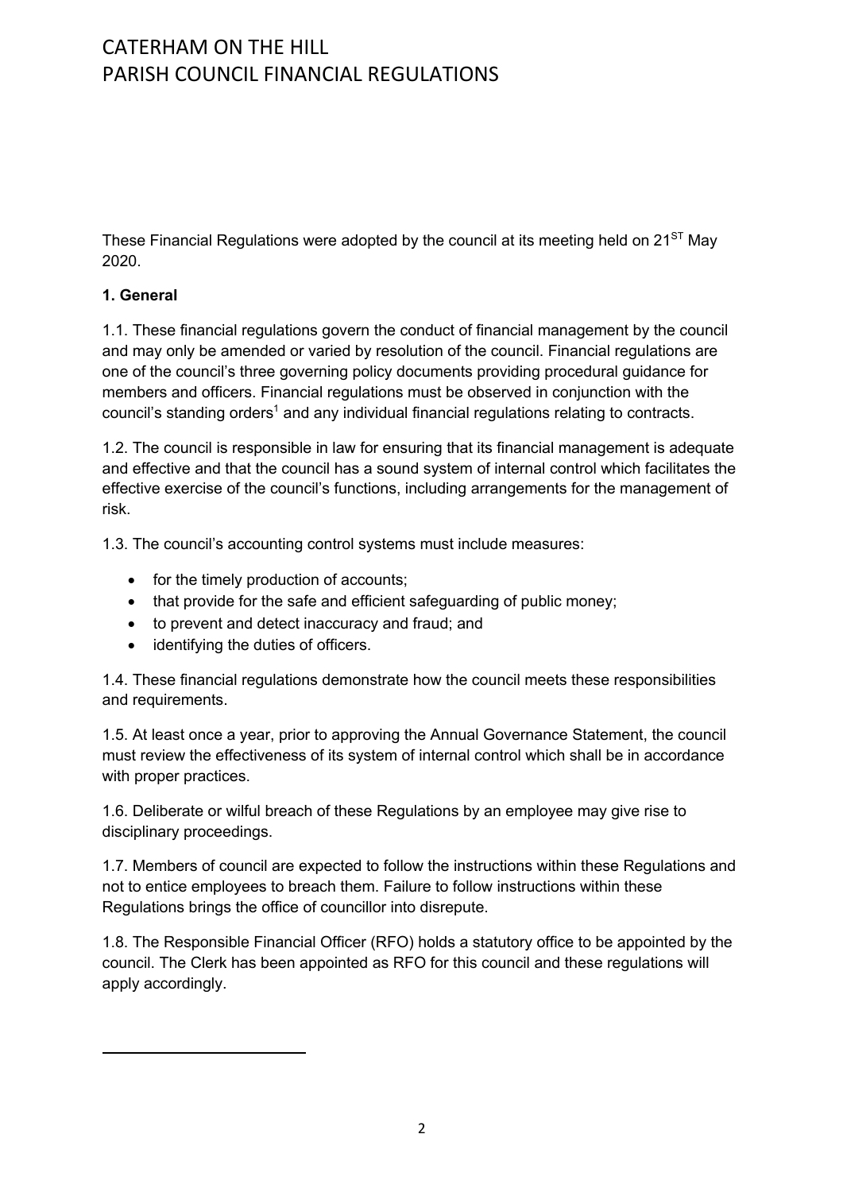# CATERHAM ON THE HILL PARISH COUNCIL FINANCIAL REGULATIONS

These Financial Regulations were adopted by the council at its meeting held on 21ST May 2020.

**1. General**

1.1. These financial regulations govern the conduct of financial management by the council and may only be amended or varied by resolution of the council. Financial regulations are one of the council's three governing policy documents providing procedural guidance for members and officers. Financial regulations must be observed in conjunction with the council's standing orders[1] and any individual financial regulations relating to contracts.

1.2. The council is responsible in law for ensuring that its financial management is adequate and effective and that the council has a sound system of internal control which facilitates the effective exercise of the council's functions, including arrangements for the management of risk.

1.3. The council's accounting control systems must include measures:

- for the timely production of accounts;
- that provide for the safe and efficient safeguarding of public money;
- to prevent and detect inaccuracy and fraud; and
- identifying the duties of officers.

1.4. These financial regulations demonstrate how the council meets these responsibilities and requirements.

1.5. At least once a year, prior to approving the Annual Governance Statement, the council must review the effectiveness of its system of internal control which shall be in accordance with proper practices.

1.6. Deliberate or wilful breach of these Regulations by an employee may give rise to disciplinary proceedings.

1.7. Members of council are expected to follow the instructions within these Regulations and not to entice employees to breach them. Failure to follow instructions within these Regulations brings the office of councillor into disrepute.

1.8. The Responsible Financial Officer (RFO) holds a statutory office to be appointed by the council. The Clerk has been appointed as RFO for this council and these regulations will apply accordingly.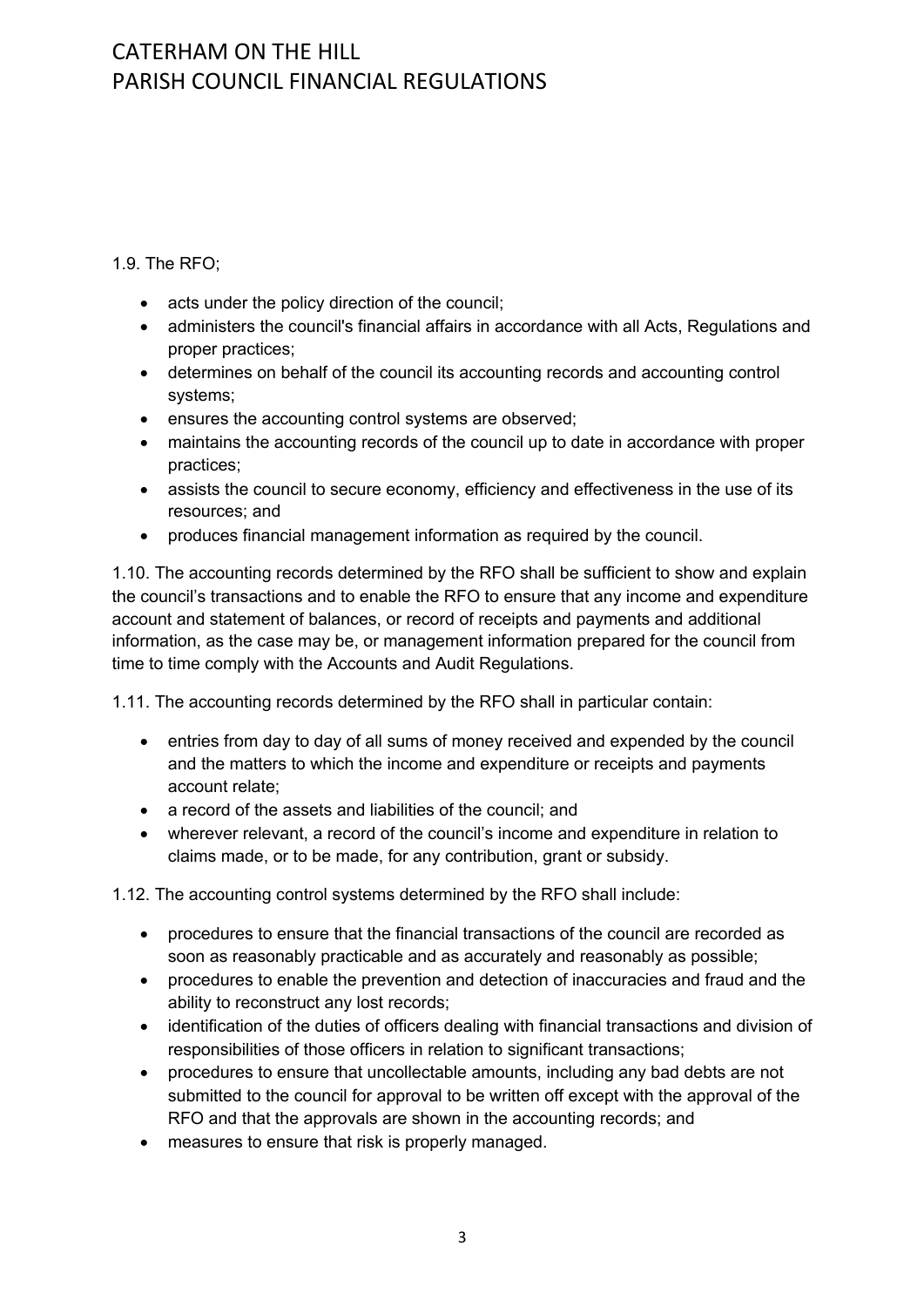1.9. The RFO;

- acts under the policy direction of the council;
- administers the council's financial affairs in accordance with all Acts, Regulations and proper practices;
- determines on behalf of the council its accounting records and accounting control systems;
- ensures the accounting control systems are observed;
- maintains the accounting records of the council up to date in accordance with proper practices;
- assists the council to secure economy, efficiency and effectiveness in the use of its resources; and
- produces financial management information as required by the council.

1.10. The accounting records determined by the RFO shall be sufficient to show and explain the council's transactions and to enable the RFO to ensure that any income and expenditure account and statement of balances, or record of receipts and payments and additional information, as the case may be, or management information prepared for the council from time to time comply with the Accounts and Audit Regulations.

1.11. The accounting records determined by the RFO shall in particular contain:

- entries from day to day of all sums of money received and expended by the council and the matters to which the income and expenditure or receipts and payments account relate;
- a record of the assets and liabilities of the council; and
- wherever relevant, a record of the council's income and expenditure in relation to claims made, or to be made, for any contribution, grant or subsidy.

1.12. The accounting control systems determined by the RFO shall include:

- procedures to ensure that the financial transactions of the council are recorded as soon as reasonably practicable and as accurately and reasonably as possible;
- procedures to enable the prevention and detection of inaccuracies and fraud and the ability to reconstruct any lost records;
- identification of the duties of officers dealing with financial transactions and division of responsibilities of those officers in relation to significant transactions;
- procedures to ensure that uncollectable amounts, including any bad debts are not submitted to the council for approval to be written off except with the approval of the RFO and that the approvals are shown in the accounting records; and
- measures to ensure that risk is properly managed.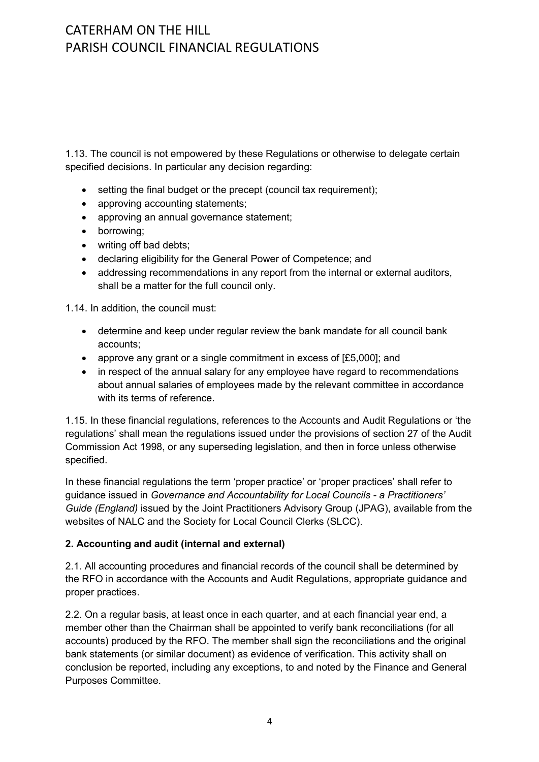1.13. The council is not empowered by these Regulations or otherwise to delegate certain specified decisions. In particular any decision regarding:

- setting the final budget or the precept (council tax requirement);
- approving accounting statements;
- approving an annual governance statement;
- borrowing;
- writing off bad debts;
- declaring eligibility for the General Power of Competence; and
- addressing recommendations in any report from the internal or external auditors, shall be a matter for the full council only.

1.14. In addition, the council must:

- determine and keep under regular review the bank mandate for all council bank accounts;
- approve any grant or a single commitment in excess of [£5,000]; and
- in respect of the annual salary for any employee have regard to recommendations about annual salaries of employees made by the relevant committee in accordance with its terms of reference.

1.15. In these financial regulations, references to the Accounts and Audit Regulations or 'the regulations' shall mean the regulations issued under the provisions of section 27 of the Audit Commission Act 1998, or any superseding legislation, and then in force unless otherwise specified.

In these financial regulations the term 'proper practice' or 'proper practices' shall refer to guidance issued in *Governance and Accountability for Local Councils - a Practitioners' Guide (England)* issued by the Joint Practitioners Advisory Group (JPAG), available from the websites of NALC and the Society for Local Council Clerks (SLCC).

**2. Accounting and audit (internal and external)**

2.1. All accounting procedures and financial records of the council shall be determined by the RFO in accordance with the Accounts and Audit Regulations, appropriate guidance and proper practices.

2.2. On a regular basis, at least once in each quarter, and at each financial year end, a member other than the Chairman shall be appointed to verify bank reconciliations (for all accounts) produced by the RFO. The member shall sign the reconciliations and the original bank statements (or similar document) as evidence of verification. This activity shall on conclusion be reported, including any exceptions, to and noted by the Finance and General Purposes Committee.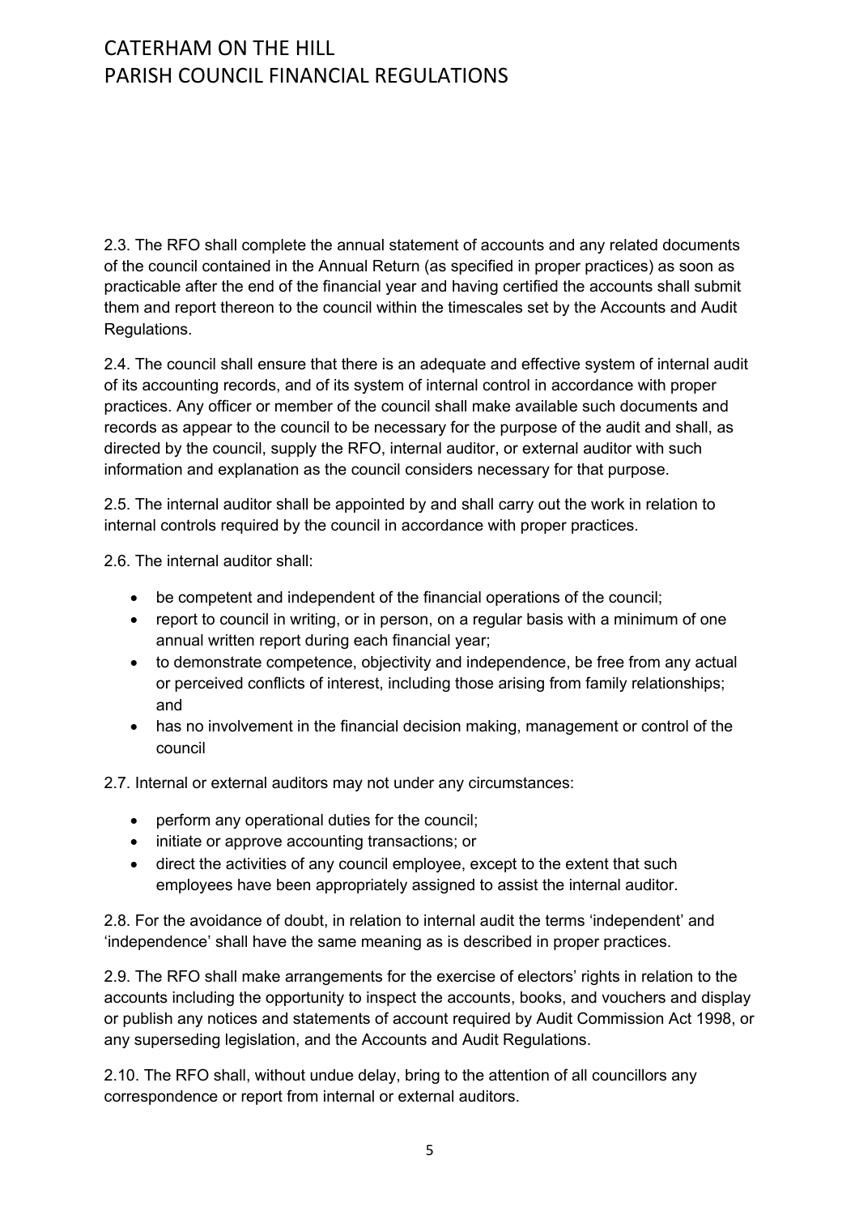2.3. The RFO shall complete the annual statement of accounts and any related documents of the council contained in the Annual Return (as specified in proper practices) as soon as practicable after the end of the financial year and having certified the accounts shall submit them and report thereon to the council within the timescales set by the Accounts and Audit Regulations.

2.4. The council shall ensure that there is an adequate and effective system of internal audit of its accounting records, and of its system of internal control in accordance with proper practices. Any officer or member of the council shall make available such documents and records as appear to the council to be necessary for the purpose of the audit and shall, as directed by the council, supply the RFO, internal auditor, or external auditor with such information and explanation as the council considers necessary for that purpose.

2.5. The internal auditor shall be appointed by and shall carry out the work in relation to internal controls required by the council in accordance with proper practices.

2.6. The internal auditor shall:

- be competent and independent of the financial operations of the council;
- report to council in writing, or in person, on a regular basis with a minimum of one annual written report during each financial year;
- to demonstrate competence, objectivity and independence, be free from any actual or perceived conflicts of interest, including those arising from family relationships; and
- has no involvement in the financial decision making, management or control of the council

2.7. Internal or external auditors may not under any circumstances:

- perform any operational duties for the council;
- initiate or approve accounting transactions; or
- direct the activities of any council employee, except to the extent that such employees have been appropriately assigned to assist the internal auditor.

2.8. For the avoidance of doubt, in relation to internal audit the terms 'independent' and 'independence' shall have the same meaning as is described in proper practices.

2.9. The RFO shall make arrangements for the exercise of electors' rights in relation to the accounts including the opportunity to inspect the accounts, books, and vouchers and display or publish any notices and statements of account required by Audit Commission Act 1998, or any superseding legislation, and the Accounts and Audit Regulations.

2.10. The RFO shall, without undue delay, bring to the attention of all councillors any correspondence or report from internal or external auditors.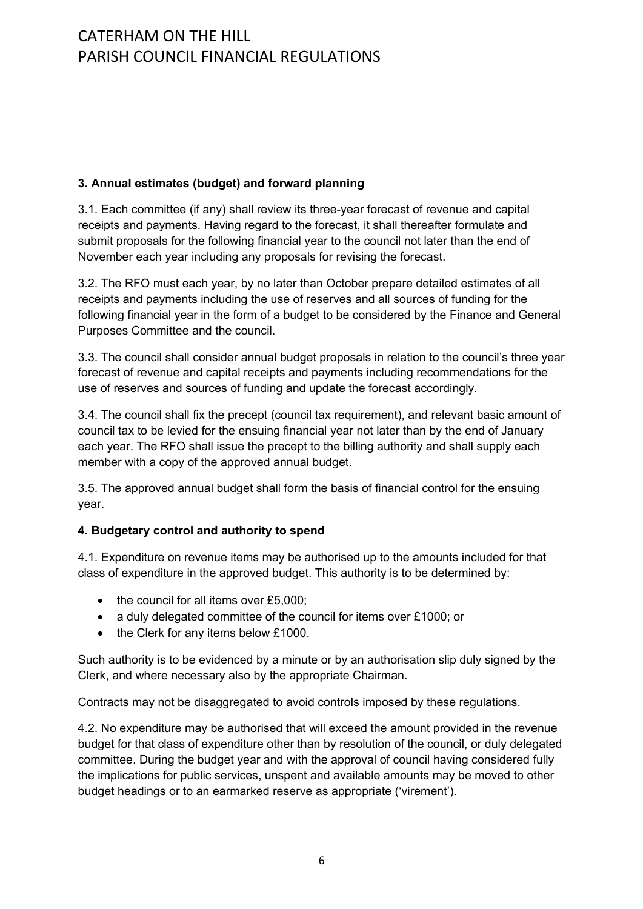### 3. Annual estimates (budget) and forward planning

3.1. Each committee (if any) shall review its three-year forecast of revenue and capital receipts and payments. Having regard to the forecast, it shall thereafter formulate and submit proposals for the following financial year to the council not later than the end of November each year including any proposals for revising the forecast.

3.2. The RFO must each year, by no later than October prepare detailed estimates of all receipts and payments including the use of reserves and all sources of funding for the following financial year in the form of a budget to be considered by the Finance and General Purposes Committee and the council.

3.3. The council shall consider annual budget proposals in relation to the council's three year forecast of revenue and capital receipts and payments including recommendations for the use of reserves and sources of funding and update the forecast accordingly.

3.4. The council shall fix the precept (council tax requirement), and relevant basic amount of council tax to be levied for the ensuing financial year not later than by the end of January each year. The RFO shall issue the precept to the billing authority and shall supply each member with a copy of the approved annual budget.

3.5. The approved annual budget shall form the basis of financial control for the ensuing year.

### 4. Budgetary control and authority to spend

4.1. Expenditure on revenue items may be authorised up to the amounts included for that class of expenditure in the approved budget. This authority is to be determined by:

- the council for all items over £5,000;
- a duly delegated committee of the council for items over £1000; or
- the Clerk for any items below £1000.

Such authority is to be evidenced by a minute or by an authorisation slip duly signed by the Clerk, and where necessary also by the appropriate Chairman.

Contracts may not be disaggregated to avoid controls imposed by these regulations.

4.2. No expenditure may be authorised that will exceed the amount provided in the revenue budget for that class of expenditure other than by resolution of the council, or duly delegated committee. During the budget year and with the approval of council having considered fully the implications for public services, unspent and available amounts may be moved to other budget headings or to an earmarked reserve as appropriate ('virement').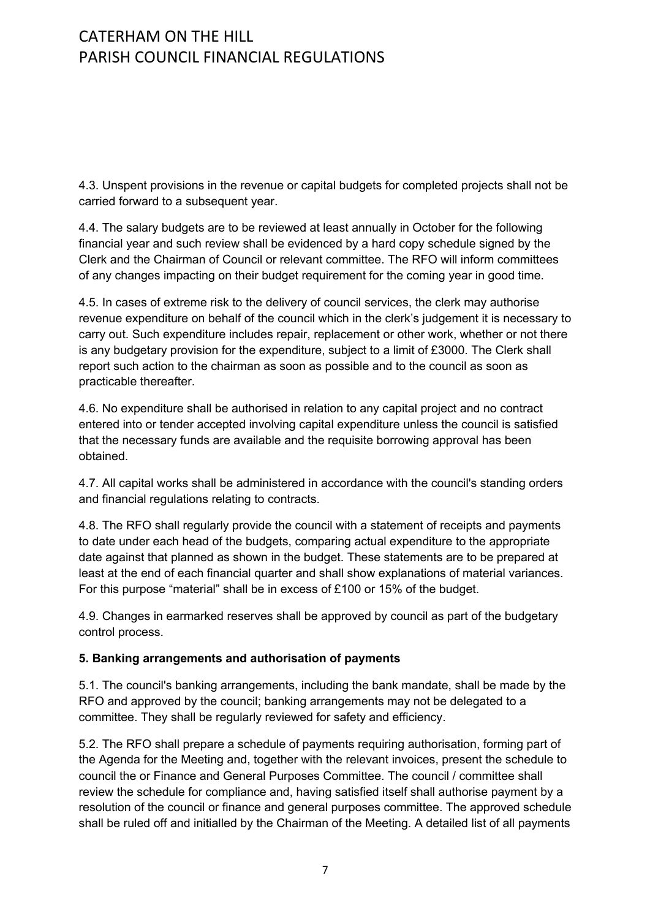4.3. Unspent provisions in the revenue or capital budgets for completed projects shall not be carried forward to a subsequent year.

4.4. The salary budgets are to be reviewed at least annually in October for the following financial year and such review shall be evidenced by a hard copy schedule signed by the Clerk and the Chairman of Council or relevant committee. The RFO will inform committees of any changes impacting on their budget requirement for the coming year in good time.

4.5. In cases of extreme risk to the delivery of council services, the clerk may authorise revenue expenditure on behalf of the council which in the clerk's judgement it is necessary to carry out. Such expenditure includes repair, replacement or other work, whether or not there is any budgetary provision for the expenditure, subject to a limit of £3000. The Clerk shall report such action to the chairman as soon as possible and to the council as soon as practicable thereafter.

4.6. No expenditure shall be authorised in relation to any capital project and no contract entered into or tender accepted involving capital expenditure unless the council is satisfied that the necessary funds are available and the requisite borrowing approval has been obtained.

4.7. All capital works shall be administered in accordance with the council's standing orders and financial regulations relating to contracts.

4.8. The RFO shall regularly provide the council with a statement of receipts and payments to date under each head of the budgets, comparing actual expenditure to the appropriate date against that planned as shown in the budget. These statements are to be prepared at least at the end of each financial quarter and shall show explanations of material variances. For this purpose "material" shall be in excess of £100 or 15% of the budget.

4.9. Changes in earmarked reserves shall be approved by council as part of the budgetary control process.

**5. Banking arrangements and authorisation of payments**

5.1. The council's banking arrangements, including the bank mandate, shall be made by the RFO and approved by the council; banking arrangements may not be delegated to a committee. They shall be regularly reviewed for safety and efficiency.

5.2. The RFO shall prepare a schedule of payments requiring authorisation, forming part of the Agenda for the Meeting and, together with the relevant invoices, present the schedule to council the or Finance and General Purposes Committee. The council / committee shall review the schedule for compliance and, having satisfied itself shall authorise payment by a resolution of the council or finance and general purposes committee. The approved schedule shall be ruled off and initialled by the Chairman of the Meeting. A detailed list of all payments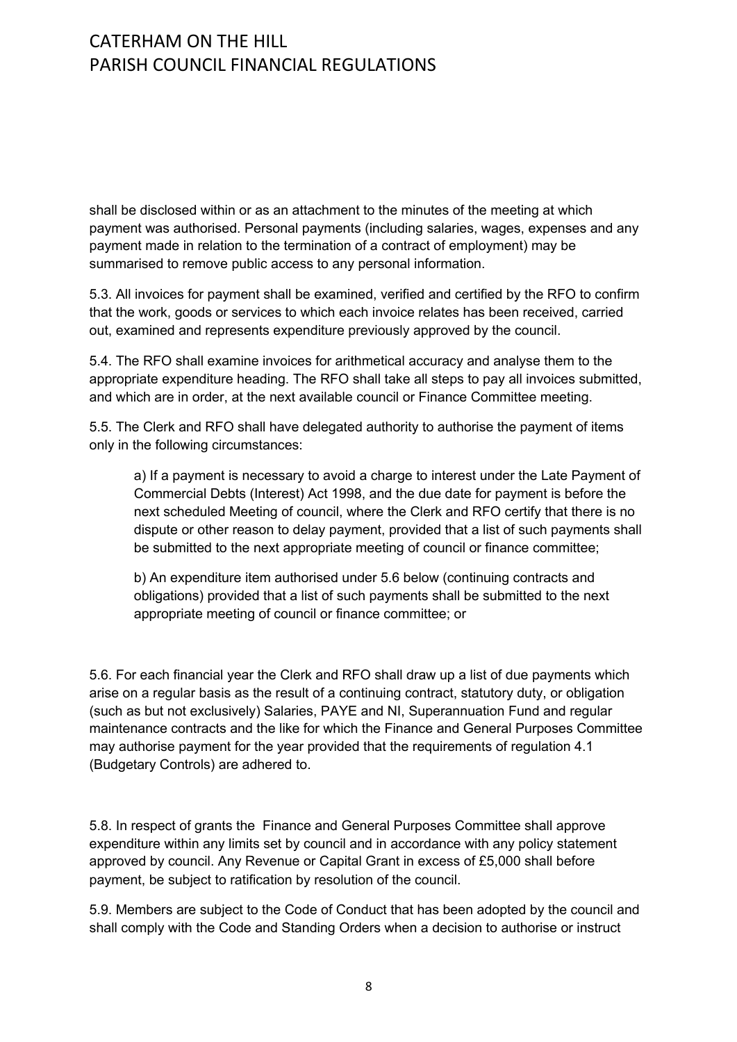shall be disclosed within or as an attachment to the minutes of the meeting at which payment was authorised. Personal payments (including salaries, wages, expenses and any payment made in relation to the termination of a contract of employment) may be summarised to remove public access to any personal information.

5.3. All invoices for payment shall be examined, verified and certified by the RFO to confirm that the work, goods or services to which each invoice relates has been received, carried out, examined and represents expenditure previously approved by the council.

5.4. The RFO shall examine invoices for arithmetical accuracy and analyse them to the appropriate expenditure heading. The RFO shall take all steps to pay all invoices submitted, and which are in order, at the next available council or Finance Committee meeting.

5.5. The Clerk and RFO shall have delegated authority to authorise the payment of items only in the following circumstances:

> a) If a payment is necessary to avoid a charge to interest under the Late Payment of Commercial Debts (Interest) Act 1998, and the due date for payment is before the next scheduled Meeting of council, where the Clerk and RFO certify that there is no dispute or other reason to delay payment, provided that a list of such payments shall be submitted to the next appropriate meeting of council or finance committee;
>
> b) An expenditure item authorised under 5.6 below (continuing contracts and obligations) provided that a list of such payments shall be submitted to the next appropriate meeting of council or finance committee; or

5.6. For each financial year the Clerk and RFO shall draw up a list of due payments which arise on a regular basis as the result of a continuing contract, statutory duty, or obligation (such as but not exclusively) Salaries, PAYE and NI, Superannuation Fund and regular maintenance contracts and the like for which the Finance and General Purposes Committee may authorise payment for the year provided that the requirements of regulation 4.1 (Budgetary Controls) are adhered to.

5.8. In respect of grants the Finance and General Purposes Committee shall approve expenditure within any limits set by council and in accordance with any policy statement approved by council. Any Revenue or Capital Grant in excess of £5,000 shall before payment, be subject to ratification by resolution of the council.

5.9. Members are subject to the Code of Conduct that has been adopted by the council and shall comply with the Code and Standing Orders when a decision to authorise or instruct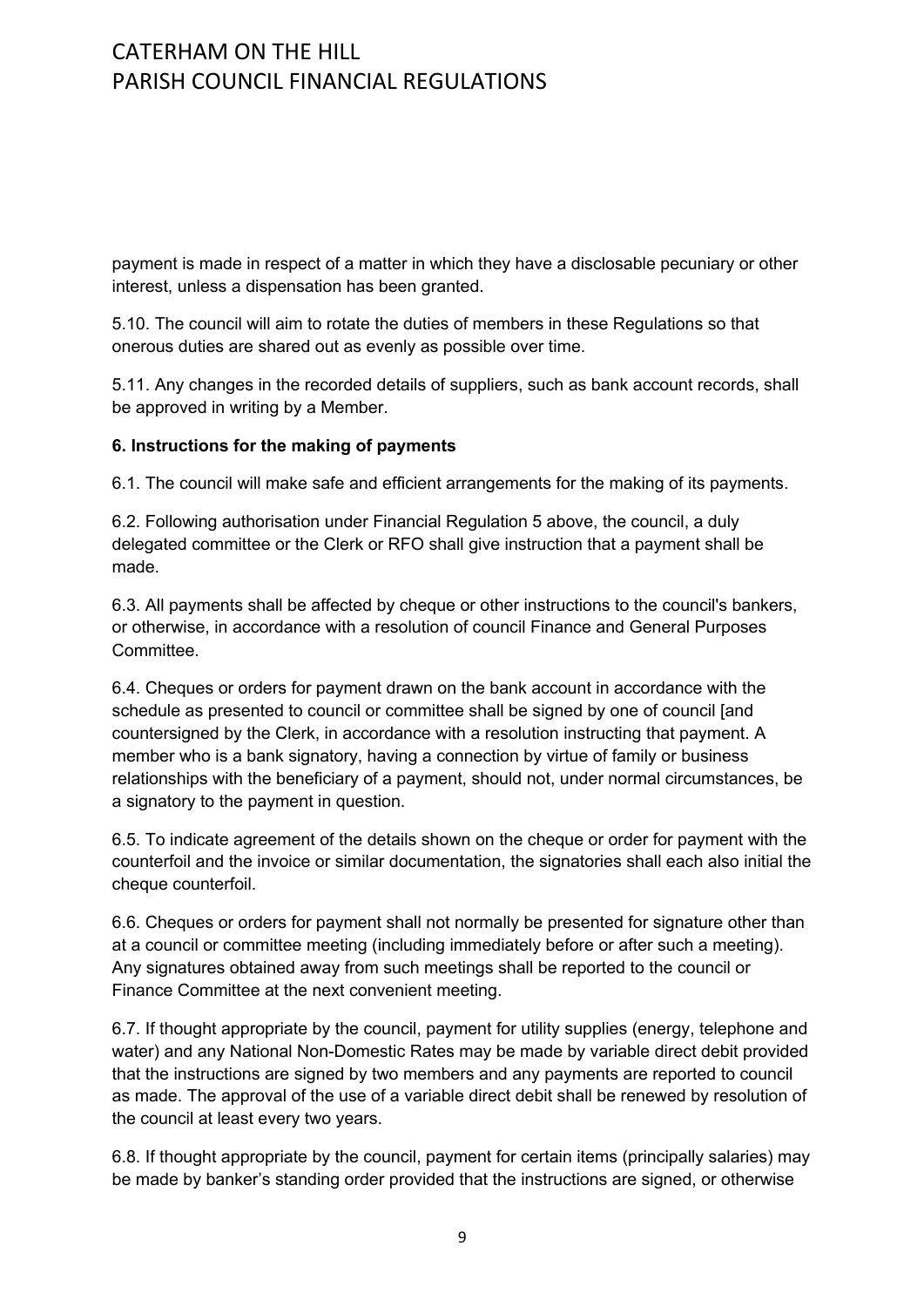payment is made in respect of a matter in which they have a disclosable pecuniary or other interest, unless a dispensation has been granted.

5.10. The council will aim to rotate the duties of members in these Regulations so that onerous duties are shared out as evenly as possible over time.

5.11. Any changes in the recorded details of suppliers, such as bank account records, shall be approved in writing by a Member.

**6. Instructions for the making of payments**

6.1. The council will make safe and efficient arrangements for the making of its payments.

6.2. Following authorisation under Financial Regulation 5 above, the council, a duly delegated committee or the Clerk or RFO shall give instruction that a payment shall be made.

6.3. All payments shall be affected by cheque or other instructions to the council's bankers, or otherwise, in accordance with a resolution of council Finance and General Purposes Committee.

6.4. Cheques or orders for payment drawn on the bank account in accordance with the schedule as presented to council or committee shall be signed by one of council [and countersigned by the Clerk, in accordance with a resolution instructing that payment. A member who is a bank signatory, having a connection by virtue of family or business relationships with the beneficiary of a payment, should not, under normal circumstances, be a signatory to the payment in question.

6.5. To indicate agreement of the details shown on the cheque or order for payment with the counterfoil and the invoice or similar documentation, the signatories shall each also initial the cheque counterfoil.

6.6. Cheques or orders for payment shall not normally be presented for signature other than at a council or committee meeting (including immediately before or after such a meeting). Any signatures obtained away from such meetings shall be reported to the council or Finance Committee at the next convenient meeting.

6.7. If thought appropriate by the council, payment for utility supplies (energy, telephone and water) and any National Non-Domestic Rates may be made by variable direct debit provided that the instructions are signed by two members and any payments are reported to council as made. The approval of the use of a variable direct debit shall be renewed by resolution of the council at least every two years.

6.8. If thought appropriate by the council, payment for certain items (principally salaries) may be made by banker's standing order provided that the instructions are signed, or otherwise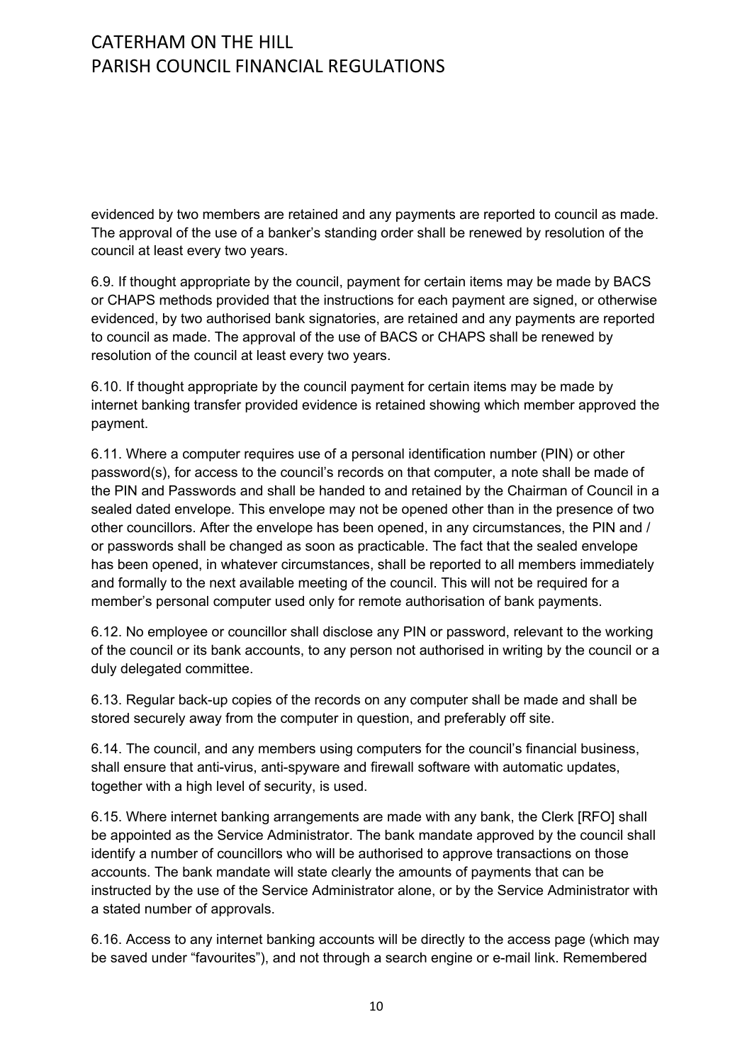evidenced by two members are retained and any payments are reported to council as made. The approval of the use of a banker's standing order shall be renewed by resolution of the council at least every two years.

6.9. If thought appropriate by the council, payment for certain items may be made by BACS or CHAPS methods provided that the instructions for each payment are signed, or otherwise evidenced, by two authorised bank signatories, are retained and any payments are reported to council as made. The approval of the use of BACS or CHAPS shall be renewed by resolution of the council at least every two years.

6.10. If thought appropriate by the council payment for certain items may be made by internet banking transfer provided evidence is retained showing which member approved the payment.

6.11. Where a computer requires use of a personal identification number (PIN) or other password(s), for access to the council's records on that computer, a note shall be made of the PIN and Passwords and shall be handed to and retained by the Chairman of Council in a sealed dated envelope. This envelope may not be opened other than in the presence of two other councillors. After the envelope has been opened, in any circumstances, the PIN and / or passwords shall be changed as soon as practicable. The fact that the sealed envelope has been opened, in whatever circumstances, shall be reported to all members immediately and formally to the next available meeting of the council. This will not be required for a member's personal computer used only for remote authorisation of bank payments.

6.12. No employee or councillor shall disclose any PIN or password, relevant to the working of the council or its bank accounts, to any person not authorised in writing by the council or a duly delegated committee.

6.13. Regular back-up copies of the records on any computer shall be made and shall be stored securely away from the computer in question, and preferably off site.

6.14. The council, and any members using computers for the council's financial business, shall ensure that anti-virus, anti-spyware and firewall software with automatic updates, together with a high level of security, is used.

6.15. Where internet banking arrangements are made with any bank, the Clerk [RFO] shall be appointed as the Service Administrator. The bank mandate approved by the council shall identify a number of councillors who will be authorised to approve transactions on those accounts. The bank mandate will state clearly the amounts of payments that can be instructed by the use of the Service Administrator alone, or by the Service Administrator with a stated number of approvals.

6.16. Access to any internet banking accounts will be directly to the access page (which may be saved under "favourites"), and not through a search engine or e-mail link. Remembered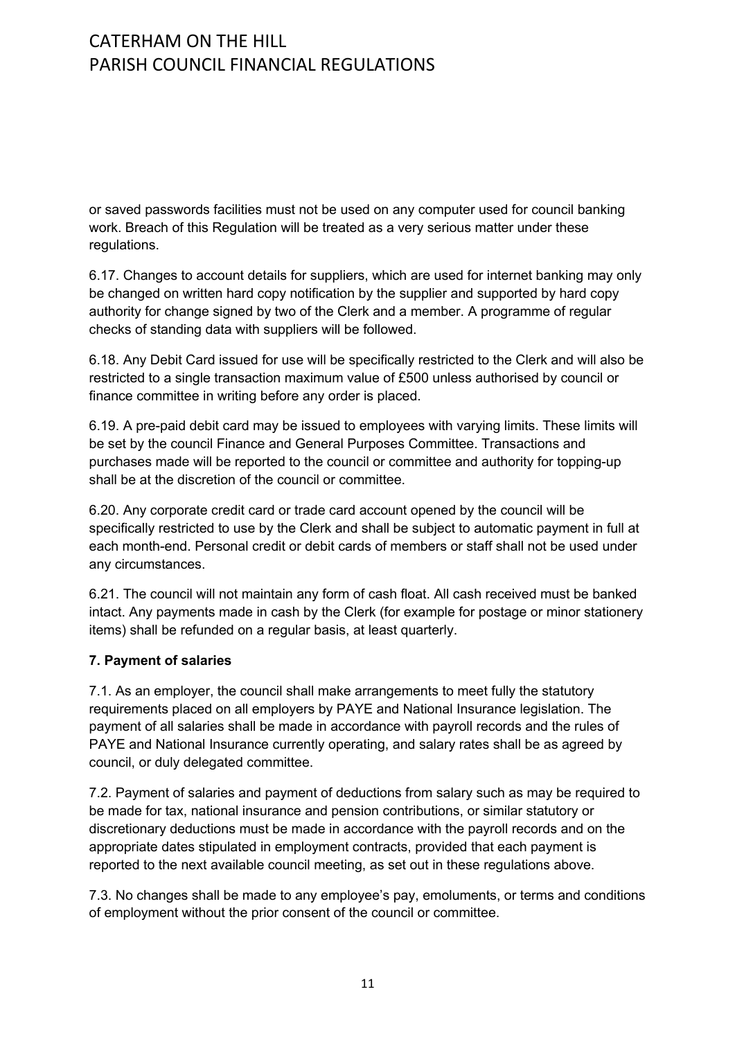or saved passwords facilities must not be used on any computer used for council banking work. Breach of this Regulation will be treated as a very serious matter under these regulations.

6.17. Changes to account details for suppliers, which are used for internet banking may only be changed on written hard copy notification by the supplier and supported by hard copy authority for change signed by two of the Clerk and a member. A programme of regular checks of standing data with suppliers will be followed.

6.18. Any Debit Card issued for use will be specifically restricted to the Clerk and will also be restricted to a single transaction maximum value of £500 unless authorised by council or finance committee in writing before any order is placed.

6.19. A pre-paid debit card may be issued to employees with varying limits. These limits will be set by the council Finance and General Purposes Committee. Transactions and purchases made will be reported to the council or committee and authority for topping-up shall be at the discretion of the council or committee.

6.20. Any corporate credit card or trade card account opened by the council will be specifically restricted to use by the Clerk and shall be subject to automatic payment in full at each month-end. Personal credit or debit cards of members or staff shall not be used under any circumstances.

6.21. The council will not maintain any form of cash float. All cash received must be banked intact. Any payments made in cash by the Clerk (for example for postage or minor stationery items) shall be refunded on a regular basis, at least quarterly.

**7. Payment of salaries**

7.1. As an employer, the council shall make arrangements to meet fully the statutory requirements placed on all employers by PAYE and National Insurance legislation. The payment of all salaries shall be made in accordance with payroll records and the rules of PAYE and National Insurance currently operating, and salary rates shall be as agreed by council, or duly delegated committee.

7.2. Payment of salaries and payment of deductions from salary such as may be required to be made for tax, national insurance and pension contributions, or similar statutory or discretionary deductions must be made in accordance with the payroll records and on the appropriate dates stipulated in employment contracts, provided that each payment is reported to the next available council meeting, as set out in these regulations above.

7.3. No changes shall be made to any employee's pay, emoluments, or terms and conditions of employment without the prior consent of the council or committee.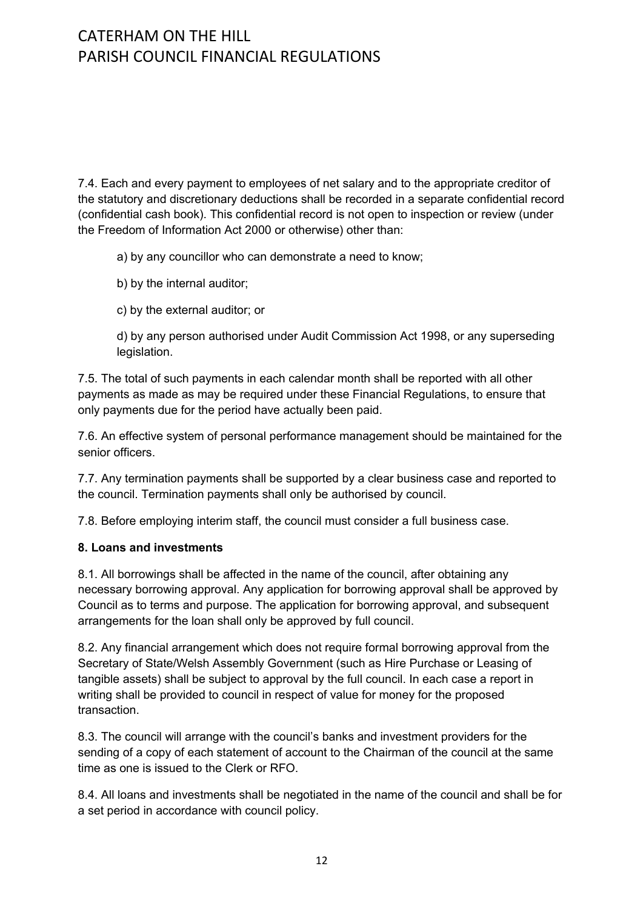7.4. Each and every payment to employees of net salary and to the appropriate creditor of the statutory and discretionary deductions shall be recorded in a separate confidential record (confidential cash book). This confidential record is not open to inspection or review (under the Freedom of Information Act 2000 or otherwise) other than:

a) by any councillor who can demonstrate a need to know;

b) by the internal auditor;

c) by the external auditor; or

d) by any person authorised under Audit Commission Act 1998, or any superseding legislation.

7.5. The total of such payments in each calendar month shall be reported with all other payments as made as may be required under these Financial Regulations, to ensure that only payments due for the period have actually been paid.

7.6. An effective system of personal performance management should be maintained for the senior officers.

7.7. Any termination payments shall be supported by a clear business case and reported to the council. Termination payments shall only be authorised by council.

7.8. Before employing interim staff, the council must consider a full business case.

**8. Loans and investments**

8.1. All borrowings shall be affected in the name of the council, after obtaining any necessary borrowing approval. Any application for borrowing approval shall be approved by Council as to terms and purpose. The application for borrowing approval, and subsequent arrangements for the loan shall only be approved by full council.

8.2. Any financial arrangement which does not require formal borrowing approval from the Secretary of State/Welsh Assembly Government (such as Hire Purchase or Leasing of tangible assets) shall be subject to approval by the full council. In each case a report in writing shall be provided to council in respect of value for money for the proposed transaction.

8.3. The council will arrange with the council's banks and investment providers for the sending of a copy of each statement of account to the Chairman of the council at the same time as one is issued to the Clerk or RFO.

8.4. All loans and investments shall be negotiated in the name of the council and shall be for a set period in accordance with council policy.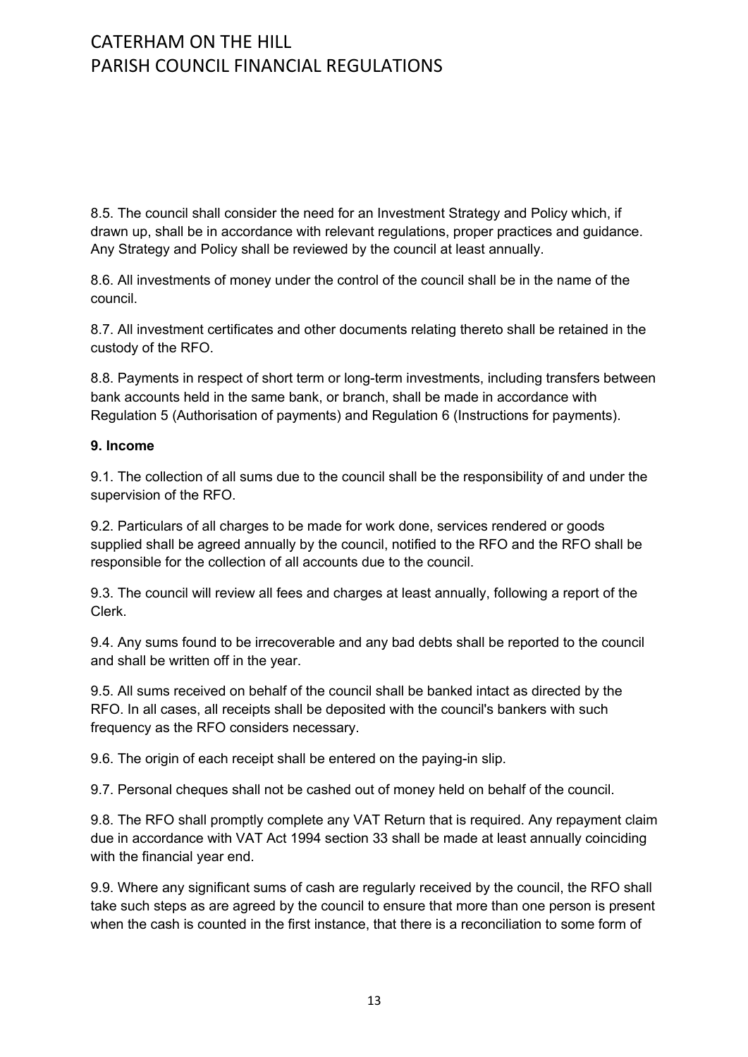8.5. The council shall consider the need for an Investment Strategy and Policy which, if drawn up, shall be in accordance with relevant regulations, proper practices and guidance. Any Strategy and Policy shall be reviewed by the council at least annually.

8.6. All investments of money under the control of the council shall be in the name of the council.

8.7. All investment certificates and other documents relating thereto shall be retained in the custody of the RFO.

8.8. Payments in respect of short term or long-term investments, including transfers between bank accounts held in the same bank, or branch, shall be made in accordance with Regulation 5 (Authorisation of payments) and Regulation 6 (Instructions for payments).

**9. Income**

9.1. The collection of all sums due to the council shall be the responsibility of and under the supervision of the RFO.

9.2. Particulars of all charges to be made for work done, services rendered or goods supplied shall be agreed annually by the council, notified to the RFO and the RFO shall be responsible for the collection of all accounts due to the council.

9.3. The council will review all fees and charges at least annually, following a report of the Clerk.

9.4. Any sums found to be irrecoverable and any bad debts shall be reported to the council and shall be written off in the year.

9.5. All sums received on behalf of the council shall be banked intact as directed by the RFO. In all cases, all receipts shall be deposited with the council's bankers with such frequency as the RFO considers necessary.

9.6. The origin of each receipt shall be entered on the paying-in slip.

9.7. Personal cheques shall not be cashed out of money held on behalf of the council.

9.8. The RFO shall promptly complete any VAT Return that is required. Any repayment claim due in accordance with VAT Act 1994 section 33 shall be made at least annually coinciding with the financial year end.

9.9. Where any significant sums of cash are regularly received by the council, the RFO shall take such steps as are agreed by the council to ensure that more than one person is present when the cash is counted in the first instance, that there is a reconciliation to some form of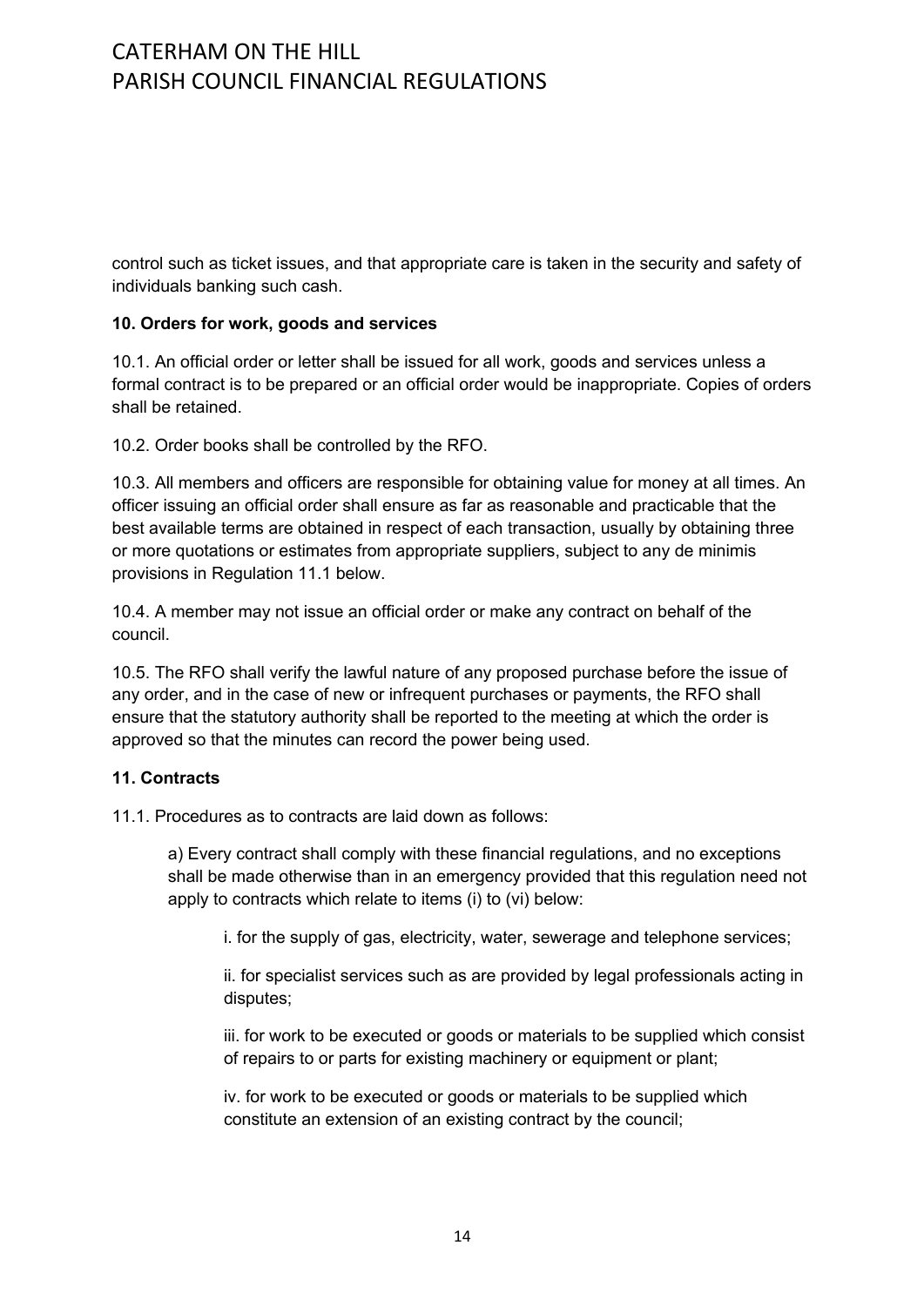control such as ticket issues, and that appropriate care is taken in the security and safety of individuals banking such cash.

**10. Orders for work, goods and services**

10.1. An official order or letter shall be issued for all work, goods and services unless a formal contract is to be prepared or an official order would be inappropriate. Copies of orders shall be retained.

10.2. Order books shall be controlled by the RFO.

10.3. All members and officers are responsible for obtaining value for money at all times. An officer issuing an official order shall ensure as far as reasonable and practicable that the best available terms are obtained in respect of each transaction, usually by obtaining three or more quotations or estimates from appropriate suppliers, subject to any de minimis provisions in Regulation 11.1 below.

10.4. A member may not issue an official order or make any contract on behalf of the council.

10.5. The RFO shall verify the lawful nature of any proposed purchase before the issue of any order, and in the case of new or infrequent purchases or payments, the RFO shall ensure that the statutory authority shall be reported to the meeting at which the order is approved so that the minutes can record the power being used.

**11. Contracts**

11.1. Procedures as to contracts are laid down as follows:

a) Every contract shall comply with these financial regulations, and no exceptions shall be made otherwise than in an emergency provided that this regulation need not apply to contracts which relate to items (i) to (vi) below:

i. for the supply of gas, electricity, water, sewerage and telephone services;

ii. for specialist services such as are provided by legal professionals acting in disputes;

iii. for work to be executed or goods or materials to be supplied which consist of repairs to or parts for existing machinery or equipment or plant;

iv. for work to be executed or goods or materials to be supplied which constitute an extension of an existing contract by the council;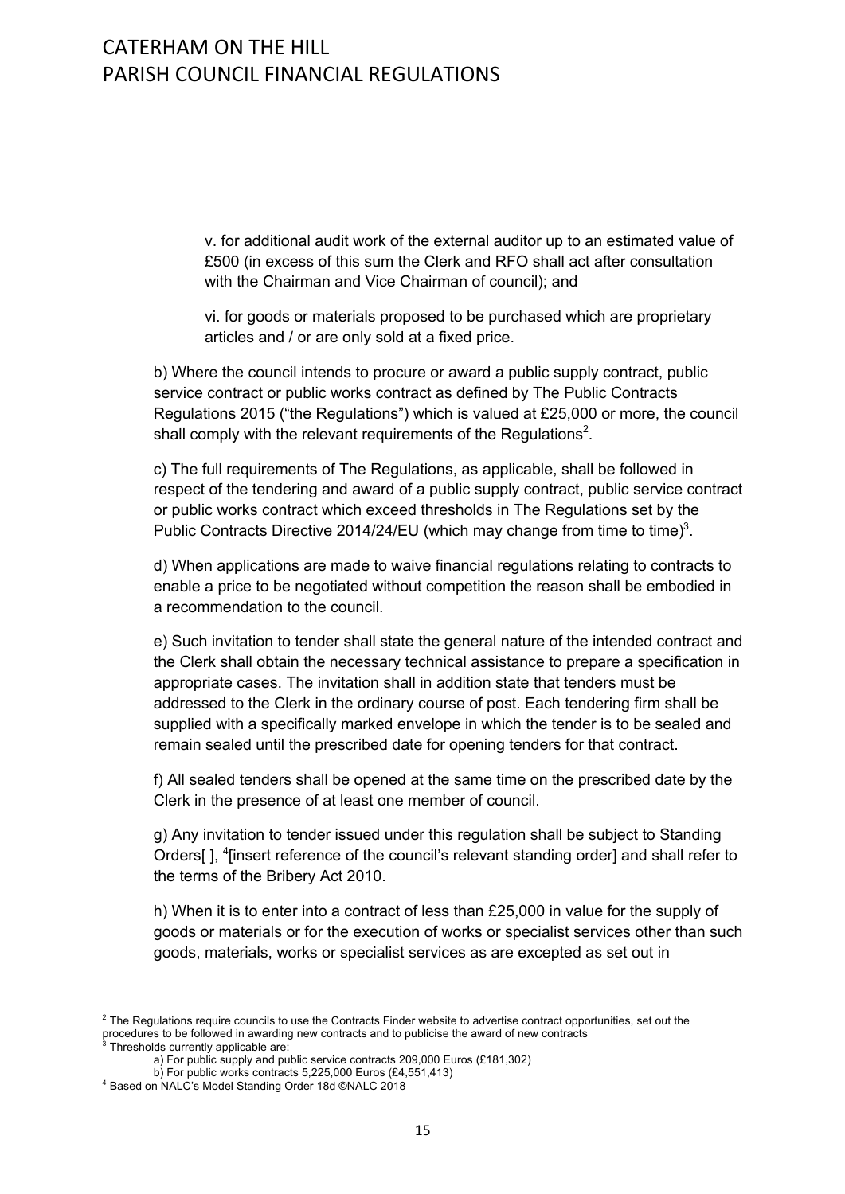v. for additional audit work of the external auditor up to an estimated value of £500 (in excess of this sum the Clerk and RFO shall act after consultation with the Chairman and Vice Chairman of council); and

vi. for goods or materials proposed to be purchased which are proprietary articles and / or are only sold at a fixed price.

b) Where the council intends to procure or award a public supply contract, public service contract or public works contract as defined by The Public Contracts Regulations 2015 ("the Regulations") which is valued at £25,000 or more, the council shall comply with the relevant requirements of the Regulations[2].

c) The full requirements of The Regulations, as applicable, shall be followed in respect of the tendering and award of a public supply contract, public service contract or public works contract which exceed thresholds in The Regulations set by the Public Contracts Directive 2014/24/EU (which may change from time to time)[3].

d) When applications are made to waive financial regulations relating to contracts to enable a price to be negotiated without competition the reason shall be embodied in a recommendation to the council.

e) Such invitation to tender shall state the general nature of the intended contract and the Clerk shall obtain the necessary technical assistance to prepare a specification in appropriate cases. The invitation shall in addition state that tenders must be addressed to the Clerk in the ordinary course of post. Each tendering firm shall be supplied with a specifically marked envelope in which the tender is to be sealed and remain sealed until the prescribed date for opening tenders for that contract.

f) All sealed tenders shall be opened at the same time on the prescribed date by the Clerk in the presence of at least one member of council.

g) Any invitation to tender issued under this regulation shall be subject to Standing Orders[ ], [4][insert reference of the council's relevant standing order] and shall refer to the terms of the Bribery Act 2010.

h) When it is to enter into a contract of less than £25,000 in value for the supply of goods or materials or for the execution of works or specialist services other than such goods, materials, works or specialist services as are excepted as set out in

---

[2] The Regulations require councils to use the Contracts Finder website to advertise contract opportunities, set out the procedures to be followed in awarding new contracts and to publicise the award of new contracts

[3] Thresholds currently applicable are:

a) For public supply and public service contracts 209,000 Euros (£181,302)

b) For public works contracts 5,225,000 Euros (£4,551,413)

[4] Based on NALC's Model Standing Order 18d ©NALC 2018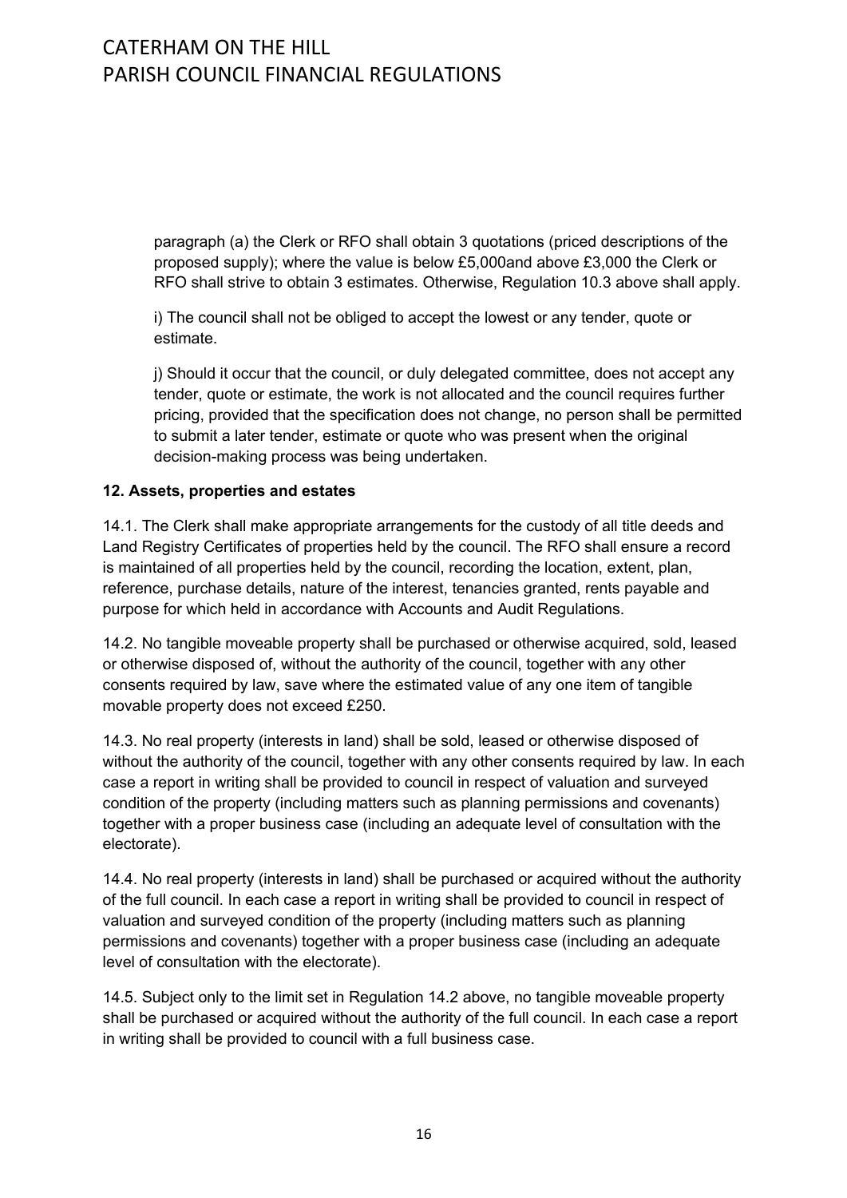paragraph (a) the Clerk or RFO shall obtain 3 quotations (priced descriptions of the proposed supply); where the value is below £5,000and above £3,000 the Clerk or RFO shall strive to obtain 3 estimates. Otherwise, Regulation 10.3 above shall apply.

i) The council shall not be obliged to accept the lowest or any tender, quote or estimate.

j) Should it occur that the council, or duly delegated committee, does not accept any tender, quote or estimate, the work is not allocated and the council requires further pricing, provided that the specification does not change, no person shall be permitted to submit a later tender, estimate or quote who was present when the original decision-making process was being undertaken.

**12. Assets, properties and estates**

14.1. The Clerk shall make appropriate arrangements for the custody of all title deeds and Land Registry Certificates of properties held by the council. The RFO shall ensure a record is maintained of all properties held by the council, recording the location, extent, plan, reference, purchase details, nature of the interest, tenancies granted, rents payable and purpose for which held in accordance with Accounts and Audit Regulations.

14.2. No tangible moveable property shall be purchased or otherwise acquired, sold, leased or otherwise disposed of, without the authority of the council, together with any other consents required by law, save where the estimated value of any one item of tangible movable property does not exceed £250.

14.3. No real property (interests in land) shall be sold, leased or otherwise disposed of without the authority of the council, together with any other consents required by law. In each case a report in writing shall be provided to council in respect of valuation and surveyed condition of the property (including matters such as planning permissions and covenants) together with a proper business case (including an adequate level of consultation with the electorate).

14.4. No real property (interests in land) shall be purchased or acquired without the authority of the full council. In each case a report in writing shall be provided to council in respect of valuation and surveyed condition of the property (including matters such as planning permissions and covenants) together with a proper business case (including an adequate level of consultation with the electorate).

14.5. Subject only to the limit set in Regulation 14.2 above, no tangible moveable property shall be purchased or acquired without the authority of the full council. In each case a report in writing shall be provided to council with a full business case.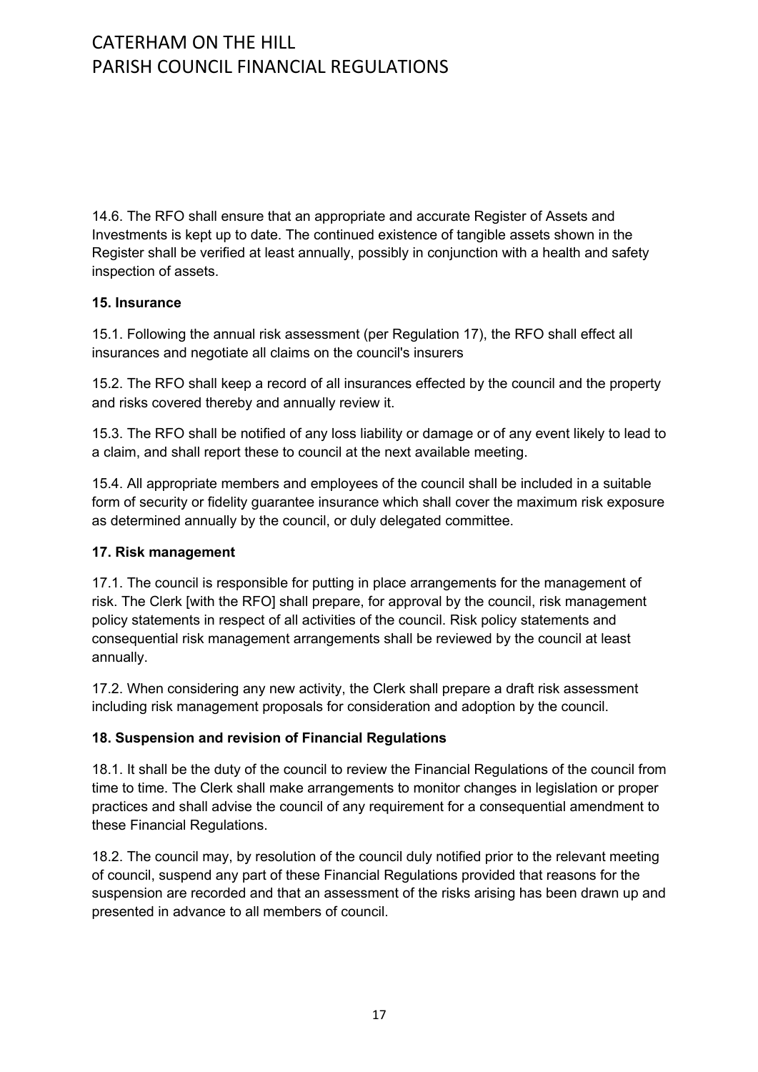14.6. The RFO shall ensure that an appropriate and accurate Register of Assets and Investments is kept up to date. The continued existence of tangible assets shown in the Register shall be verified at least annually, possibly in conjunction with a health and safety inspection of assets.

**15. Insurance**

15.1. Following the annual risk assessment (per Regulation 17), the RFO shall effect all insurances and negotiate all claims on the council's insurers

15.2. The RFO shall keep a record of all insurances effected by the council and the property and risks covered thereby and annually review it.

15.3. The RFO shall be notified of any loss liability or damage or of any event likely to lead to a claim, and shall report these to council at the next available meeting.

15.4. All appropriate members and employees of the council shall be included in a suitable form of security or fidelity guarantee insurance which shall cover the maximum risk exposure as determined annually by the council, or duly delegated committee.

**17. Risk management**

17.1. The council is responsible for putting in place arrangements for the management of risk. The Clerk [with the RFO] shall prepare, for approval by the council, risk management policy statements in respect of all activities of the council. Risk policy statements and consequential risk management arrangements shall be reviewed by the council at least annually.

17.2. When considering any new activity, the Clerk shall prepare a draft risk assessment including risk management proposals for consideration and adoption by the council.

**18. Suspension and revision of Financial Regulations**

18.1. It shall be the duty of the council to review the Financial Regulations of the council from time to time. The Clerk shall make arrangements to monitor changes in legislation or proper practices and shall advise the council of any requirement for a consequential amendment to these Financial Regulations.

18.2. The council may, by resolution of the council duly notified prior to the relevant meeting of council, suspend any part of these Financial Regulations provided that reasons for the suspension are recorded and that an assessment of the risks arising has been drawn up and presented in advance to all members of council.